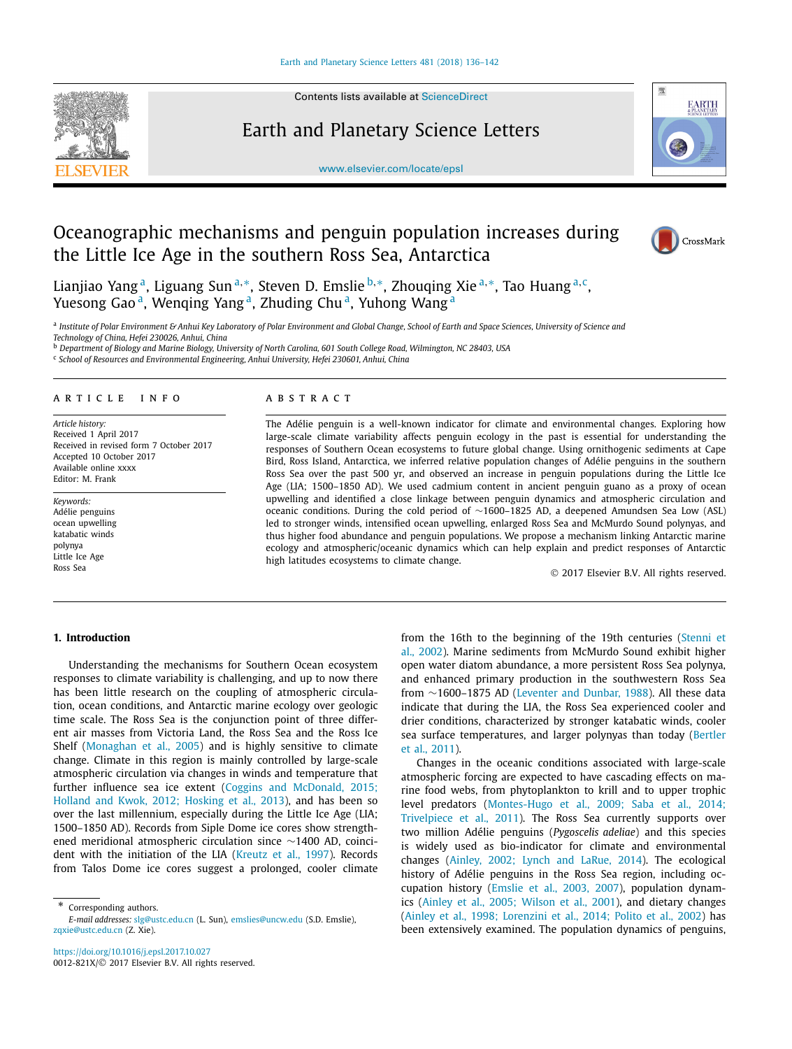# Oceanographic mechanisms and penguin population increases during the Little Ice Age in the southern Ross Sea, Antarctica

Lianjiao Yang [a], Liguang Sun [a,*], Steven D. Emslie [b,*], Zhouqing Xie [a,*], Tao Huang [a,c], Yuesong Gao [a], Wenqing Yang [a], Zhuding Chu [a], Yuhong Wang [a]

[a] Institute of Polar Environment & Anhui Key Laboratory of Polar Environment and Global Change, School of Earth and Space Sciences, University of Science and Technology of China, Hefei 230026, Anhui, China
[b] Department of Biology and Marine Biology, University of North Carolina, 601 South College Road, Wilmington, NC 28403, USA
[c] School of Resources and Environmental Engineering, Anhui University, Hefei 230601, Anhui, China

## ARTICLE INFO

*Article history:*
Received 1 April 2017
Received in revised form 7 October 2017
Accepted 10 October 2017
Available online xxxx
Editor: M. Frank

*Keywords:*
Adélie penguins
ocean upwelling
katabatic winds
polynya
Little Ice Age
Ross Sea

## ABSTRACT

The Adélie penguin is a well-known indicator for climate and environmental changes. Exploring how large-scale climate variability affects penguin ecology in the past is essential for understanding the responses of Southern Ocean ecosystems to future global change. Using ornithogenic sediments at Cape Bird, Ross Island, Antarctica, we inferred relative population changes of Adélie penguins in the southern Ross Sea over the past 500 yr, and observed an increase in penguin populations during the Little Ice Age (LIA; 1500–1850 AD). We used cadmium content in ancient penguin guano as a proxy of ocean upwelling and identified a close linkage between penguin dynamics and atmospheric circulation and oceanic conditions. During the cold period of ~1600–1825 AD, a deepened Amundsen Sea Low (ASL) led to stronger winds, intensified ocean upwelling, enlarged Ross Sea and McMurdo Sound polynyas, and thus higher food abundance and penguin populations. We propose a mechanism linking Antarctic marine ecology and atmospheric/oceanic dynamics which can help explain and predict responses of Antarctic high latitudes ecosystems to climate change.

© 2017 Elsevier B.V. All rights reserved.

## 1. Introduction

Understanding the mechanisms for Southern Ocean ecosystem responses to climate variability is challenging, and up to now there has been little research on the coupling of atmospheric circulation, ocean conditions, and Antarctic marine ecology over geologic time scale. The Ross Sea is the conjunction point of three different air masses from Victoria Land, the Ross Sea and the Ross Ice Shelf (Monaghan et al., 2005) and is highly sensitive to climate change. Climate in this region is mainly controlled by large-scale atmospheric circulation via changes in winds and temperature that further influence sea ice extent (Coggins and McDonald, 2015; Holland and Kwok, 2012; Hosking et al., 2013), and has been so over the last millennium, especially during the Little Ice Age (LIA; 1500–1850 AD). Records from Siple Dome ice cores show strengthened meridional atmospheric circulation since ~1400 AD, coincident with the initiation of the LIA (Kreutz et al., 1997). Records from Talos Dome ice cores suggest a prolonged, cooler climate from the 16th to the beginning of the 19th centuries (Stenni et al., 2002). Marine sediments from McMurdo Sound exhibit higher open water diatom abundance, a more persistent Ross Sea polynya, and enhanced primary production in the southwestern Ross Sea from ~1600–1875 AD (Leventer and Dunbar, 1988). All these data indicate that during the LIA, the Ross Sea experienced cooler and drier conditions, characterized by stronger katabatic winds, cooler sea surface temperatures, and larger polynyas than today (Bertler et al., 2011).

Changes in the oceanic conditions associated with large-scale atmospheric forcing are expected to have cascading effects on marine food webs, from phytoplankton to krill and to upper trophic level predators (Montes-Hugo et al., 2009; Saba et al., 2014; Trivelpiece et al., 2011). The Ross Sea currently supports over two million Adélie penguins (*Pygoscelis adeliae*) and this species is widely used as bio-indicator for climate and environmental changes (Ainley, 2002; Lynch and LaRue, 2014). The ecological history of Adélie penguins in the Ross Sea region, including occupation history (Emslie et al., 2003, 2007), population dynamics (Ainley et al., 2005; Wilson et al., 2001), and dietary changes (Ainley et al., 1998; Lorenzini et al., 2014; Polito et al., 2002) has been extensively examined. The population dynamics of penguins,

* Corresponding authors.
*E-mail addresses:* slg@ustc.edu.cn (L. Sun), emslies@uncw.edu (S.D. Emslie), zqxie@ustc.edu.cn (Z. Xie).

https://doi.org/10.1016/j.epsl.2017.10.027
0012-821X/© 2017 Elsevier B.V. All rights reserved.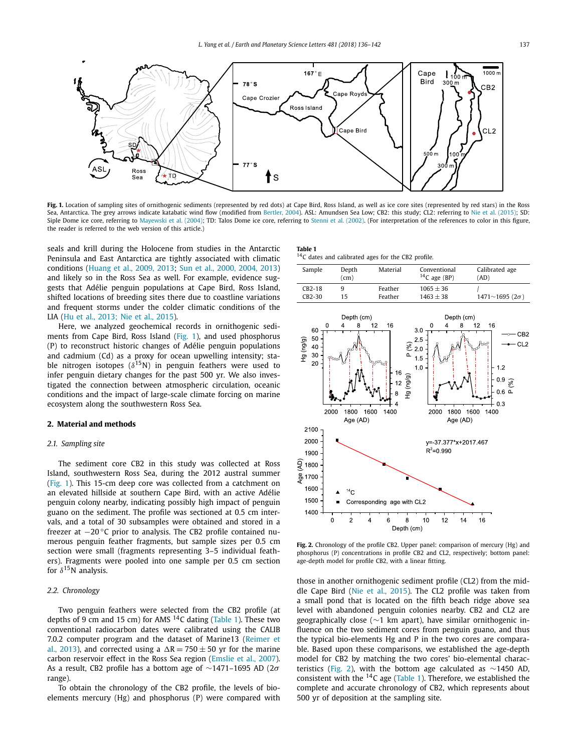Fig. 1. Location of sampling sites of ornithogenic sediments (represented by red dots) at Cape Bird, Ross Island, as well as ice core sites (represented by red stars) in the Ross Sea, Antarctica. The grey arrows indicate katabatic wind flow (modified from Bertler, 2004). ASL: Amundsen Sea Low; CB2: this study; CL2: referring to Nie et al. (2015); SD: Siple Dome ice core, referring to Mayewski et al. (2004); TD: Talos Dome ice core, referring to Stenni et al. (2002). (For interpretation of the references to color in this figure, the reader is referred to the web version of this article.)

seals and krill during the Holocene from studies in the Antarctic Peninsula and East Antarctica are tightly associated with climatic conditions (Huang et al., 2009, 2013; Sun et al., 2000, 2004, 2013) and likely so in the Ross Sea as well. For example, evidence suggests that Adélie penguin populations at Cape Bird, Ross Island, shifted locations of breeding sites there due to coastline variations and frequent storms under the colder climatic conditions of the LIA (Hu et al., 2013; Nie et al., 2015).

Here, we analyzed geochemical records in ornithogenic sediments from Cape Bird, Ross Island (Fig. 1), and used phosphorus (P) to reconstruct historic changes of Adélie penguin populations and cadmium (Cd) as a proxy for ocean upwelling intensity; stable nitrogen isotopes ($\delta^{15}$N) in penguin feathers were used to infer penguin dietary changes for the past 500 yr. We also investigated the connection between atmospheric circulation, oceanic conditions and the impact of large-scale climate forcing on marine ecosystem along the southwestern Ross Sea.

## 2. Material and methods

### 2.1. Sampling site

The sediment core CB2 in this study was collected at Ross Island, southwestern Ross Sea, during the 2012 austral summer (Fig. 1). This 15-cm deep core was collected from a catchment on an elevated hillside at southern Cape Bird, with an active Adélie penguin colony nearby, indicating possibly high impact of penguin guano on the sediment. The profile was sectioned at 0.5 cm intervals, and a total of 30 subsamples were obtained and stored in a freezer at −20 °C prior to analysis. The CB2 profile contained numerous penguin feather fragments, but sample sizes per 0.5 cm section were small (fragments representing 3–5 individual feathers). Fragments were pooled into one sample per 0.5 cm section for $\delta^{15}$N analysis.

### 2.2. Chronology

Two penguin feathers were selected from the CB2 profile (at depths of 9 cm and 15 cm) for AMS $^{14}$C dating (Table 1). These two conventional radiocarbon dates were calibrated using the CALIB 7.0.2 computer program and the dataset of Marine13 (Reimer et al., 2013), and corrected using a $\Delta R = 750 \pm 50$ yr for the marine carbon reservoir effect in the Ross Sea region (Emslie et al., 2007). As a result, CB2 profile has a bottom age of ~1471–1695 AD ($2\sigma$ range).

To obtain the chronology of the CB2 profile, the levels of bio-elements mercury (Hg) and phosphorus (P) were compared with those in another ornithogenic sediment profile (CL2) from the middle Cape Bird (Nie et al., 2015). The CL2 profile was taken from a small pond that is located on the fifth beach ridge above sea level with abandoned penguin colonies nearby. CB2 and CL2 are geographically close (~1 km apart), have similar ornithogenic influence on the two sediment cores from penguin guano, and thus the typical bio-elements Hg and P in the two cores are comparable. Based upon these comparisons, we established the age-depth model for CB2 by matching the two cores' bio-elemental characteristics (Fig. 2), with the bottom age calculated as ~1450 AD, consistent with the $^{14}$C age (Table 1). Therefore, we established the complete and accurate chronology of CB2, which represents about 500 yr of deposition at the sampling site.

**Table 1**
$^{14}$C dates and calibrated ages for the CB2 profile.

| Sample | Depth (cm) | Material | Conventional $^{14}$C age (BP) | Calibrated age (AD) |
|---|---|---|---|---|
| CB2-18 | 9 | Feather | 1065 ± 36 | / |
| CB2-30 | 15 | Feather | 1463 ± 38 | 1471~1695 ($2\sigma$) |

Fig. 2. Chronology of the profile CB2. Upper panel: comparison of mercury (Hg) and phosphorus (P) concentrations in profile CB2 and CL2, respectively; bottom panel: age-depth model for profile CB2, with a linear fitting.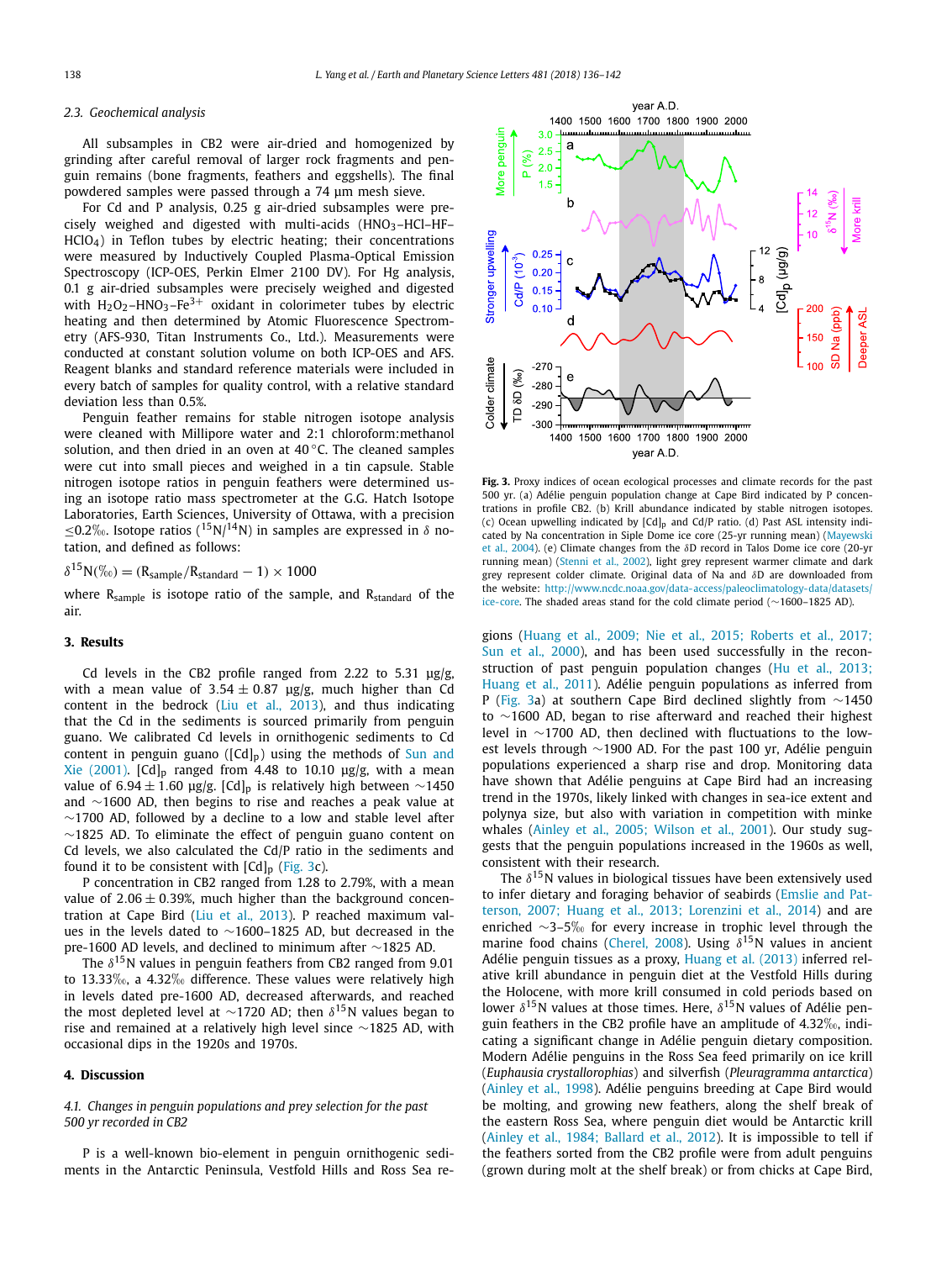### 2.3. Geochemical analysis

All subsamples in CB2 were air-dried and homogenized by grinding after careful removal of larger rock fragments and penguin remains (bone fragments, feathers and eggshells). The final powdered samples were passed through a 74 μm mesh sieve.

For Cd and P analysis, 0.25 g air-dried subsamples were precisely weighed and digested with multi-acids ($HNO_3$–HCl–HF–$HClO_4$) in Teflon tubes by electric heating; their concentrations were measured by Inductively Coupled Plasma-Optical Emission Spectroscopy (ICP-OES, Perkin Elmer 2100 DV). For Hg analysis, 0.1 g air-dried subsamples were precisely weighed and digested with $H_2O_2$–$HNO_3$–$Fe^{3+}$ oxidant in colorimeter tubes by electric heating and then determined by Atomic Fluorescence Spectrometry (AFS-930, Titan Instruments Co., Ltd.). Measurements were conducted at constant solution volume on both ICP-OES and AFS. Reagent blanks and standard reference materials were included in every batch of samples for quality control, with a relative standard deviation less than 0.5%.

Penguin feather remains for stable nitrogen isotope analysis were cleaned with Millipore water and 2:1 chloroform:methanol solution, and then dried in an oven at 40 °C. The cleaned samples were cut into small pieces and weighed in a tin capsule. Stable nitrogen isotope ratios in penguin feathers were determined using an isotope ratio mass spectrometer at the G.G. Hatch Isotope Laboratories, Earth Sciences, University of Ottawa, with a precision ≤0.2‰. Isotope ratios ($^{15}N/^{14}N$) in samples are expressed in δ notation, and defined as follows:

$$\delta^{15}N(‰) = (R_{sample}/R_{standard} - 1) \times 1000$$

where $R_{sample}$ is isotope ratio of the sample, and $R_{standard}$ of the air.

## 3. Results

Cd levels in the CB2 profile ranged from 2.22 to 5.31 μg/g, with a mean value of 3.54 ± 0.87 μg/g, much higher than Cd content in the bedrock (Liu et al., 2013), and thus indicating that the Cd in the sediments is sourced primarily from penguin guano. We calibrated Cd levels in ornithogenic sediments to Cd content in penguin guano ($[Cd]_p$) using the methods of Sun and Xie (2001). $[Cd]_p$ ranged from 4.48 to 10.10 μg/g, with a mean value of 6.94 ± 1.60 μg/g. $[Cd]_p$ is relatively high between ~1450 and ~1600 AD, then begins to rise and reaches a peak value at ~1700 AD, followed by a decline to a low and stable level after ~1825 AD. To eliminate the effect of penguin guano content on Cd levels, we also calculated the Cd/P ratio in the sediments and found it to be consistent with $[Cd]_p$ (Fig. 3c).

P concentration in CB2 ranged from 1.28 to 2.79%, with a mean value of 2.06 ± 0.39%, much higher than the background concentration at Cape Bird (Liu et al., 2013). P reached maximum values in the levels dated to ~1600–1825 AD, but decreased in the pre-1600 AD levels, and declined to minimum after ~1825 AD.

The $\delta^{15}N$ values in penguin feathers from CB2 ranged from 9.01 to 13.33‰, a 4.32‰ difference. These values were relatively high in levels dated pre-1600 AD, decreased afterwards, and reached the most depleted level at ~1720 AD; then $\delta^{15}N$ values began to rise and remained at a relatively high level since ~1825 AD, with occasional dips in the 1920s and 1970s.

## 4. Discussion

### 4.1. Changes in penguin populations and prey selection for the past 500 yr recorded in CB2

P is a well-known bio-element in penguin ornithogenic sediments in the Antarctic Peninsula, Vestfold Hills and Ross Sea regions (Huang et al., 2009; Nie et al., 2015; Roberts et al., 2017; Sun et al., 2000), and has been used successfully in the reconstruction of past penguin population changes (Hu et al., 2013; Huang et al., 2011). Adélie penguin populations as inferred from P (Fig. 3a) at southern Cape Bird declined slightly from ~1450 to ~1600 AD, began to rise afterward and reached their highest level in ~1700 AD, then declined with fluctuations to the lowest levels through ~1900 AD. For the past 100 yr, Adélie penguin populations experienced a sharp rise and drop. Monitoring data have shown that Adélie penguins at Cape Bird had an increasing trend in the 1970s, likely linked with changes in sea-ice extent and polynya size, but also with variation in competition with minke whales (Ainley et al., 2005; Wilson et al., 2001). Our study suggests that the penguin populations increased in the 1960s as well, consistent with their research.

The $\delta^{15}N$ values in biological tissues have been extensively used to infer dietary and foraging behavior of seabirds (Emslie and Patterson, 2007; Huang et al., 2013; Lorenzini et al., 2014) and are enriched ~3–5‰ for every increase in trophic level through the marine food chains (Cherel, 2008). Using $\delta^{15}N$ values in ancient Adélie penguin tissues as a proxy, Huang et al. (2013) inferred relative krill abundance in penguin diet at the Vestfold Hills during the Holocene, with more krill consumed in cold periods based on lower $\delta^{15}N$ values at those times. Here, $\delta^{15}N$ values of Adélie penguin feathers in the CB2 profile have an amplitude of 4.32‰, indicating a significant change in Adélie penguin dietary composition. Modern Adélie penguins in the Ross Sea feed primarily on ice krill (*Euphausia crystallorophias*) and silverfish (*Pleuragramma antarctica*) (Ainley et al., 1998). Adélie penguins breeding at Cape Bird would be molting, and growing new feathers, along the shelf break of the eastern Ross Sea, where penguin diet would be Antarctic krill (Ainley et al., 1984; Ballard et al., 2012). It is impossible to tell if the feathers sorted from the CB2 profile were from adult penguins (grown during molt at the shelf break) or from chicks at Cape Bird,

year A.D.
1400 1500 1600 1700 1800 1900 2000
More penguin
P (%)
3.0 2.5 2.0 1.5
a
b
14 12 10
$\delta^{15}N$ (‰)
More krill
Stronger upwelling
Cd/P ($10^{-3}$)
0.25 0.20 0.15 0.10
c
12 8 4
$[Cd]_p$ (μg/g)
d
200 150 100
SD Na (ppb)
Deeper ASL
Colder climate
TD δD (‰)
-270 -280 -290 -300
e
1400 1500 1600 1700 1800 1900 2000
year A.D.

**Fig. 3.** Proxy indices of ocean ecological processes and climate records for the past 500 yr. (a) Adélie penguin population change at Cape Bird indicated by P concentrations in profile CB2. (b) Krill abundance indicated by stable nitrogen isotopes. (c) Ocean upwelling indicated by $[Cd]_p$ and Cd/P ratio. (d) Past ASL intensity indicated by Na concentration in Siple Dome ice core (25-yr running mean) (Mayewski et al., 2004). (e) Climate changes from the δD record in Talos Dome ice core (20-yr running mean) (Stenni et al., 2002), light grey represent warmer climate and dark grey represent colder climate. Original data of Na and δD are downloaded from the website: http://www.ncdc.noaa.gov/data-access/paleoclimatology-data/datasets/ice-core. The shaded areas stand for the cold climate period (~1600–1825 AD).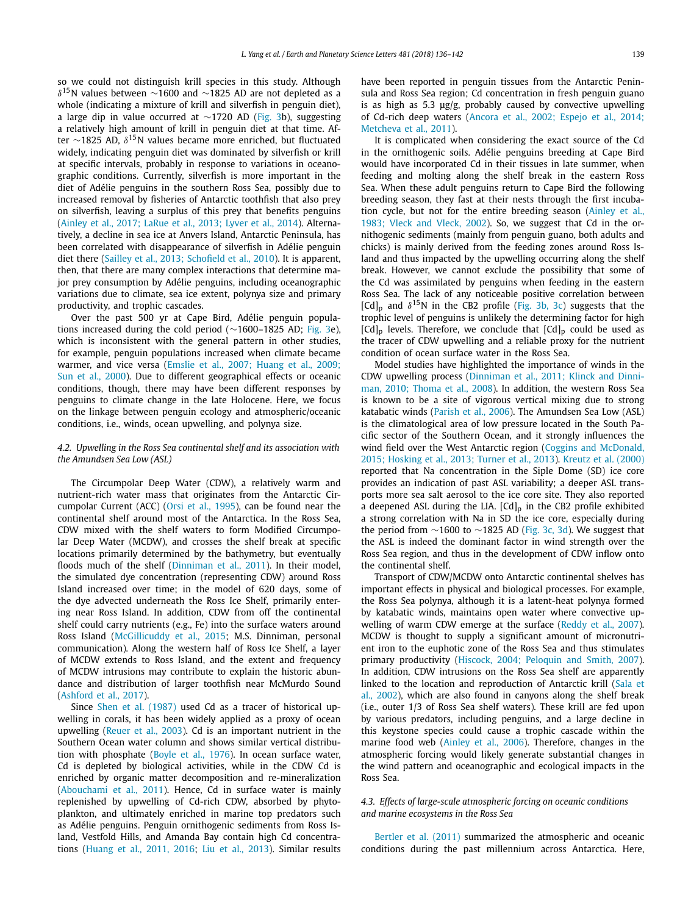so we could not distinguish krill species in this study. Although $\delta^{15}$N values between ∼1600 and ∼1825 AD are not depleted as a whole (indicating a mixture of krill and silverfish in penguin diet), a large dip in value occurred at ∼1720 AD (Fig. 3b), suggesting a relatively high amount of krill in penguin diet at that time. After ∼1825 AD, $\delta^{15}$N values became more enriched, but fluctuated widely, indicating penguin diet was dominated by silverfish or krill at specific intervals, probably in response to variations in oceanographic conditions. Currently, silverfish is more important in the diet of Adélie penguins in the southern Ross Sea, possibly due to increased removal by fisheries of Antarctic toothfish that also prey on silverfish, leaving a surplus of this prey that benefits penguins (Ainley et al., 2017; LaRue et al., 2013; Lyver et al., 2014). Alternatively, a decline in sea ice at Anvers Island, Antarctic Peninsula, has been correlated with disappearance of silverfish in Adélie penguin diet there (Sailley et al., 2013; Schofield et al., 2010). It is apparent, then, that there are many complex interactions that determine major prey consumption by Adélie penguins, including oceanographic variations due to climate, sea ice extent, polynya size and primary productivity, and trophic cascades.

Over the past 500 yr at Cape Bird, Adélie penguin populations increased during the cold period (∼1600–1825 AD; Fig. 3e), which is inconsistent with the general pattern in other studies, for example, penguin populations increased when climate became warmer, and vice versa (Emslie et al., 2007; Huang et al., 2009; Sun et al., 2000). Due to different geographical effects or oceanic conditions, though, there may have been different responses by penguins to climate change in the late Holocene. Here, we focus on the linkage between penguin ecology and atmospheric/oceanic conditions, i.e., winds, ocean upwelling, and polynya size.

### 4.2. Upwelling in the Ross Sea continental shelf and its association with the Amundsen Sea Low (ASL)

The Circumpolar Deep Water (CDW), a relatively warm and nutrient-rich water mass that originates from the Antarctic Circumpolar Current (ACC) (Orsi et al., 1995), can be found near the continental shelf around most of the Antarctica. In the Ross Sea, CDW mixed with the shelf waters to form Modified Circumpolar Deep Water (MCDW), and crosses the shelf break at specific locations primarily determined by the bathymetry, but eventually floods much of the shelf (Dinniman et al., 2011). In their model, the simulated dye concentration (representing CDW) around Ross Island increased over time; in the model of 620 days, some of the dye advected underneath the Ross Ice Shelf, primarily entering near Ross Island. In addition, CDW from off the continental shelf could carry nutrients (e.g., Fe) into the surface waters around Ross Island (McGillicuddy et al., 2015; M.S. Dinniman, personal communication). Along the western half of Ross Ice Shelf, a layer of MCDW extends to Ross Island, and the extent and frequency of MCDW intrusions may contribute to explain the historic abundance and distribution of larger toothfish near McMurdo Sound (Ashford et al., 2017).

Since Shen et al. (1987) used Cd as a tracer of historical upwelling in corals, it has been widely applied as a proxy of ocean upwelling (Reuer et al., 2003). Cd is an important nutrient in the Southern Ocean water column and shows similar vertical distribution with phosphate (Boyle et al., 1976). In ocean surface water, Cd is depleted by biological activities, while in the CDW Cd is enriched by organic matter decomposition and re-mineralization (Abouchami et al., 2011). Hence, Cd in surface water is mainly replenished by upwelling of Cd-rich CDW, absorbed by phytoplankton, and ultimately enriched in marine top predators such as Adélie penguins. Penguin ornithogenic sediments from Ross Island, Vestfold Hills, and Amanda Bay contain high Cd concentrations (Huang et al., 2011, 2016; Liu et al., 2013). Similar results have been reported in penguin tissues from the Antarctic Peninsula and Ross Sea region; Cd concentration in fresh penguin guano is as high as 5.3 μg/g, probably caused by convective upwelling of Cd-rich deep waters (Ancora et al., 2002; Espejo et al., 2014; Metcheva et al., 2011).

It is complicated when considering the exact source of the Cd in the ornithogenic soils. Adélie penguins breeding at Cape Bird would have incorporated Cd in their tissues in late summer, when feeding and molting along the shelf break in the eastern Ross Sea. When these adult penguins return to Cape Bird the following breeding season, they fast at their nests through the first incubation cycle, but not for the entire breeding season (Ainley et al., 1983; Vleck and Vleck, 2002). So, we suggest that Cd in the ornithogenic sediments (mainly from penguin guano, both adults and chicks) is mainly derived from the feeding zones around Ross Island and thus impacted by the upwelling occurring along the shelf break. However, we cannot exclude the possibility that some of the Cd was assimilated by penguins when feeding in the eastern Ross Sea. The lack of any noticeable positive correlation between $[Cd]_p$ and $\delta^{15}$N in the CB2 profile (Fig. 3b, 3c) suggests that the trophic level of penguins is unlikely the determining factor for high $[Cd]_p$ levels. Therefore, we conclude that $[Cd]_p$ could be used as the tracer of CDW upwelling and a reliable proxy for the nutrient condition of ocean surface water in the Ross Sea.

Model studies have highlighted the importance of winds in the CDW upwelling process (Dinniman et al., 2011; Klinck and Dinniman, 2010; Thoma et al., 2008). In addition, the western Ross Sea is known to be a site of vigorous vertical mixing due to strong katabatic winds (Parish et al., 2006). The Amundsen Sea Low (ASL) is the climatological area of low pressure located in the South Pacific sector of the Southern Ocean, and it strongly influences the wind field over the West Antarctic region (Coggins and McDonald, 2015; Hosking et al., 2013; Turner et al., 2013). Kreutz et al. (2000) reported that Na concentration in the Siple Dome (SD) ice core provides an indication of past ASL variability; a deeper ASL transports more sea salt aerosol to the ice core site. They also reported a deepened ASL during the LIA. $[Cd]_p$ in the CB2 profile exhibited a strong correlation with Na in SD the ice core, especially during the period from ∼1600 to ∼1825 AD (Fig. 3c, 3d). We suggest that the ASL is indeed the dominant factor in wind strength over the Ross Sea region, and thus in the development of CDW inflow onto the continental shelf.

Transport of CDW/MCDW onto Antarctic continental shelves has important effects in physical and biological processes. For example, the Ross Sea polynya, although it is a latent-heat polynya formed by katabatic winds, maintains open water where convective upwelling of warm CDW emerge at the surface (Reddy et al., 2007). MCDW is thought to supply a significant amount of micronutrient iron to the euphotic zone of the Ross Sea and thus stimulates primary productivity (Hiscock, 2004; Peloquin and Smith, 2007). In addition, CDW intrusions on the Ross Sea shelf are apparently linked to the location and reproduction of Antarctic krill (Sala et al., 2002), which are also found in canyons along the shelf break (i.e., outer 1/3 of Ross Sea shelf waters). These krill are fed upon by various predators, including penguins, and a large decline in this keystone species could cause a trophic cascade within the marine food web (Ainley et al., 2006). Therefore, changes in the atmospheric forcing would likely generate substantial changes in the wind pattern and oceanographic and ecological impacts in the Ross Sea.

### 4.3. Effects of large-scale atmospheric forcing on oceanic conditions and marine ecosystems in the Ross Sea

Bertler et al. (2011) summarized the atmospheric and oceanic conditions during the past millennium across Antarctica. Here,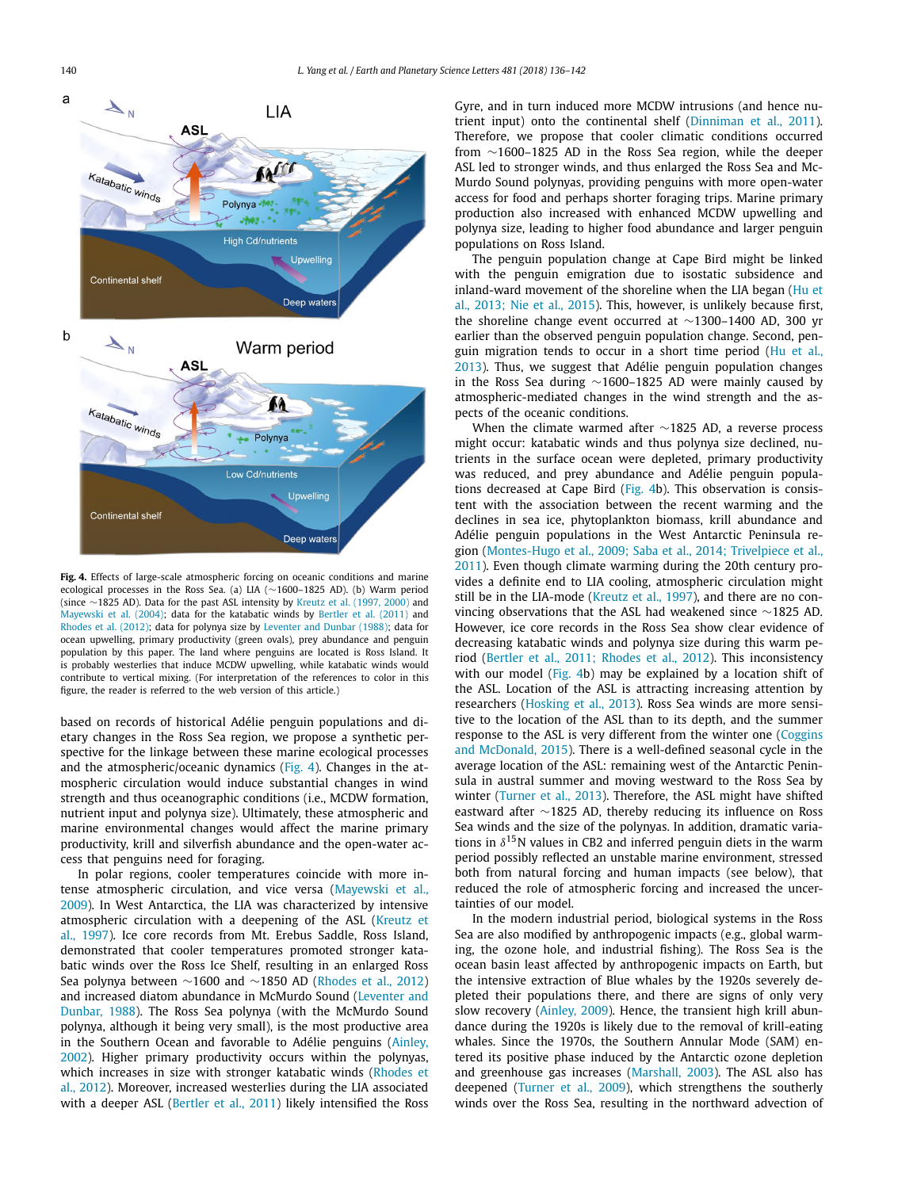a

LIA

N

ASL

Katabatic winds

Polynya

High Cd/nutrients

Upwelling

Continental shelf

Deep waters

b

Warm period

N

ASL

Katabatic winds

Polynya

Low Cd/nutrients

Upwelling

Continental shelf

Deep waters

**Fig. 4.** Effects of large-scale atmospheric forcing on oceanic conditions and marine ecological processes in the Ross Sea. (a) LIA (~1600–1825 AD). (b) Warm period (since ~1825 AD). Data for the past ASL intensity by Kreutz et al. (1997, 2000) and Mayewski et al. (2004); data for the katabatic winds by Bertler et al. (2011) and Rhodes et al. (2012); data for polynya size by Leventer and Dunbar (1988); data for ocean upwelling, primary productivity (green ovals), prey abundance and penguin population by this paper. The land where penguins are located is Ross Island. It is probably westerlies that induce MCDW upwelling, while katabatic winds would contribute to vertical mixing. (For interpretation of the references to color in this figure, the reader is referred to the web version of this article.)

based on records of historical Adélie penguin populations and dietary changes in the Ross Sea region, we propose a synthetic perspective for the linkage between these marine ecological processes and the atmospheric/oceanic dynamics (Fig. 4). Changes in the atmospheric circulation would induce substantial changes in wind strength and thus oceanographic conditions (i.e., MCDW formation, nutrient input and polynya size). Ultimately, these atmospheric and marine environmental changes would affect the marine primary productivity, krill and silverfish abundance and the open-water access that penguins need for foraging.

In polar regions, cooler temperatures coincide with more intense atmospheric circulation, and vice versa (Mayewski et al., 2009). In West Antarctica, the LIA was characterized by intensive atmospheric circulation with a deepening of the ASL (Kreutz et al., 1997). Ice core records from Mt. Erebus Saddle, Ross Island, demonstrated that cooler temperatures promoted stronger katabatic winds over the Ross Ice Shelf, resulting in an enlarged Ross Sea polynya between ~1600 and ~1850 AD (Rhodes et al., 2012) and increased diatom abundance in McMurdo Sound (Leventer and Dunbar, 1988). The Ross Sea polynya (with the McMurdo Sound polynya, although it being very small), is the most productive area in the Southern Ocean and favorable to Adélie penguins (Ainley, 2002). Higher primary productivity occurs within the polynyas, which increases in size with stronger katabatic winds (Rhodes et al., 2012). Moreover, increased westerlies during the LIA associated with a deeper ASL (Bertler et al., 2011) likely intensified the Ross Gyre, and in turn induced more MCDW intrusions (and hence nutrient input) onto the continental shelf (Dinniman et al., 2011). Therefore, we propose that cooler climatic conditions occurred from ~1600–1825 AD in the Ross Sea region, while the deeper ASL led to stronger winds, and thus enlarged the Ross Sea and McMurdo Sound polynyas, providing penguins with more open-water access for food and perhaps shorter foraging trips. Marine primary production also increased with enhanced MCDW upwelling and polynya size, leading to higher food abundance and larger penguin populations on Ross Island.

The penguin population change at Cape Bird might be linked with the penguin emigration due to isostatic subsidence and inland-ward movement of the shoreline when the LIA began (Hu et al., 2013; Nie et al., 2015). This, however, is unlikely because first, the shoreline change event occurred at ~1300–1400 AD, 300 yr earlier than the observed penguin population change. Second, penguin migration tends to occur in a short time period (Hu et al., 2013). Thus, we suggest that Adélie penguin population changes in the Ross Sea during ~1600–1825 AD were mainly caused by atmospheric-mediated changes in the wind strength and the aspects of the oceanic conditions.

When the climate warmed after ~1825 AD, a reverse process might occur: katabatic winds and thus polynya size declined, nutrients in the surface ocean were depleted, primary productivity was reduced, and prey abundance and Adélie penguin populations decreased at Cape Bird (Fig. 4b). This observation is consistent with the association between the recent warming and the declines in sea ice, phytoplankton biomass, krill abundance and Adélie penguin populations in the West Antarctic Peninsula region (Montes-Hugo et al., 2009; Saba et al., 2014; Trivelpiece et al., 2011). Even though climate warming during the 20th century provides a definite end to LIA cooling, atmospheric circulation might still be in the LIA-mode (Kreutz et al., 1997), and there are no convincing observations that the ASL had weakened since ~1825 AD. However, ice core records in the Ross Sea show clear evidence of decreasing katabatic winds and polynya size during this warm period (Bertler et al., 2011; Rhodes et al., 2012). This inconsistency with our model (Fig. 4b) may be explained by a location shift of the ASL. Location of the ASL is attracting increasing attention by researchers (Hosking et al., 2013). Ross Sea winds are more sensitive to the location of the ASL than to its depth, and the summer response to the ASL is very different from the winter one (Coggins and McDonald, 2015). There is a well-defined seasonal cycle in the average location of the ASL: remaining west of the Antarctic Peninsula in austral summer and moving westward to the Ross Sea by winter (Turner et al., 2013). Therefore, the ASL might have shifted eastward after ~1825 AD, thereby reducing its influence on Ross Sea winds and the size of the polynyas. In addition, dramatic variations in $\delta^{15}$N values in CB2 and inferred penguin diets in the warm period possibly reflected an unstable marine environment, stressed both from natural forcing and human impacts (see below), that reduced the role of atmospheric forcing and increased the uncertainties of our model.

In the modern industrial period, biological systems in the Ross Sea are also modified by anthropogenic impacts (e.g., global warming, the ozone hole, and industrial fishing). The Ross Sea is the ocean basin least affected by anthropogenic impacts on Earth, but the intensive extraction of Blue whales by the 1920s severely depleted their populations there, and there are signs of only very slow recovery (Ainley, 2009). Hence, the transient high krill abundance during the 1920s is likely due to the removal of krill-eating whales. Since the 1970s, the Southern Annular Mode (SAM) entered its positive phase induced by the Antarctic ozone depletion and greenhouse gas increases (Marshall, 2003). The ASL also has deepened (Turner et al., 2009), which strengthens the southerly winds over the Ross Sea, resulting in the northward advection of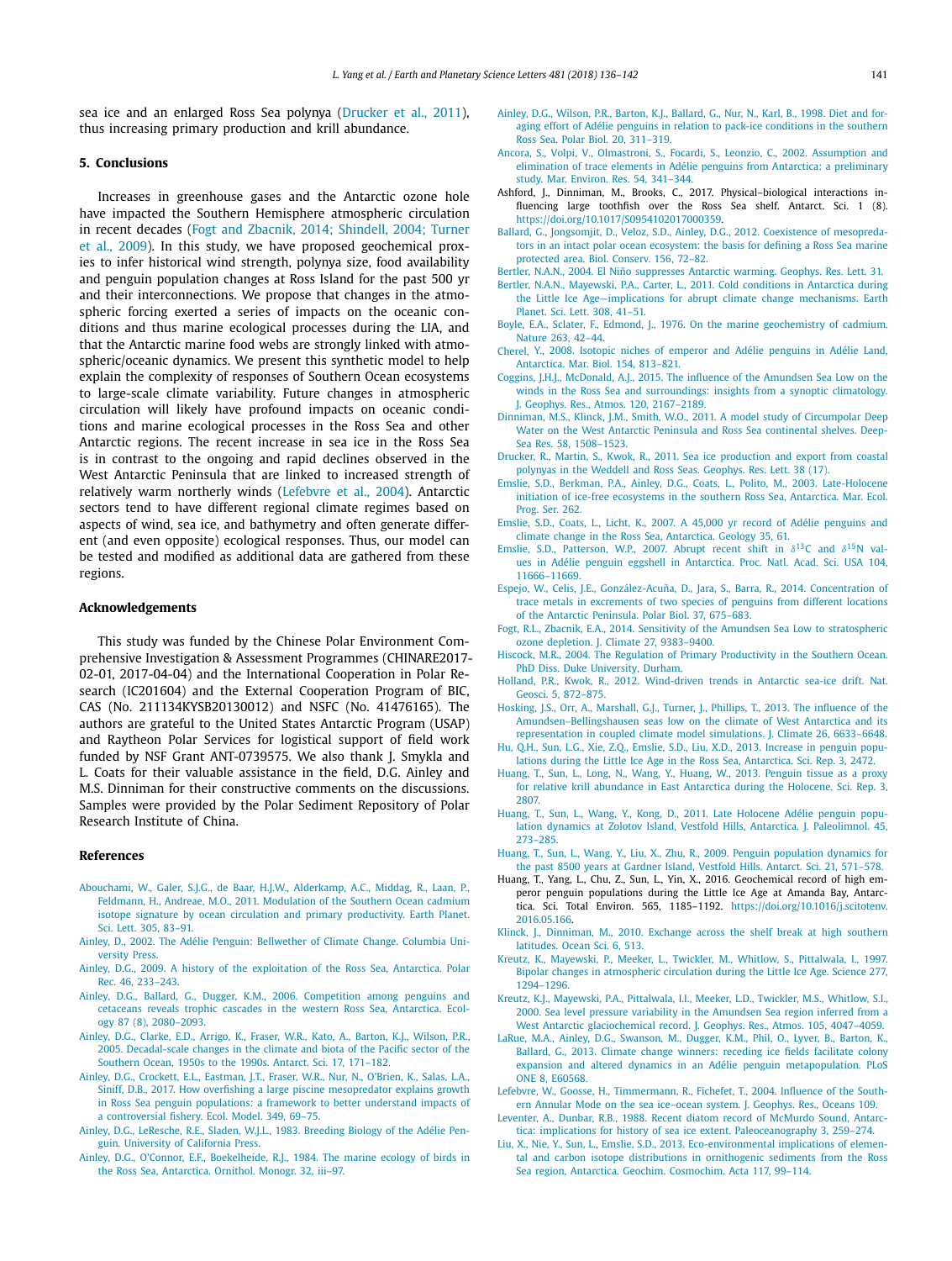sea ice and an enlarged Ross Sea polynya (Drucker et al., 2011), thus increasing primary production and krill abundance.

## 5. Conclusions

Increases in greenhouse gases and the Antarctic ozone hole have impacted the Southern Hemisphere atmospheric circulation in recent decades (Fogt and Zbacnik, 2014; Shindell, 2004; Turner et al., 2009). In this study, we have proposed geochemical proxies to infer historical wind strength, polynya size, food availability and penguin population changes at Ross Island for the past 500 yr and their interconnections. We propose that changes in the atmospheric forcing exerted a series of impacts on the oceanic conditions and thus marine ecological processes during the LIA, and that the Antarctic marine food webs are strongly linked with atmospheric/oceanic dynamics. We present this synthetic model to help explain the complexity of responses of Southern Ocean ecosystems to large-scale climate variability. Future changes in atmospheric circulation will likely have profound impacts on oceanic conditions and marine ecological processes in the Ross Sea and other Antarctic regions. The recent increase in sea ice in the Ross Sea is in contrast to the ongoing and rapid declines observed in the West Antarctic Peninsula that are linked to increased strength of relatively warm northerly winds (Lefebvre et al., 2004). Antarctic sectors tend to have different regional climate regimes based on aspects of wind, sea ice, and bathymetry and often generate different (and even opposite) ecological responses. Thus, our model can be tested and modified as additional data are gathered from these regions.

## Acknowledgements

This study was funded by the Chinese Polar Environment Comprehensive Investigation & Assessment Programmes (CHINARE2017-02-01, 2017-04-04) and the International Cooperation in Polar Research (IC201604) and the External Cooperation Program of BIC, CAS (No. 211134KYSB20130012) and NSFC (No. 41476165). The authors are grateful to the United States Antarctic Program (USAP) and Raytheon Polar Services for logistical support of field work funded by NSF Grant ANT-0739575. We also thank J. Smykla and L. Coats for their valuable assistance in the field, D.G. Ainley and M.S. Dinniman for their constructive comments on the discussions. Samples were provided by the Polar Sediment Repository of Polar Research Institute of China.

## References

Abouchami, W., Galer, S.J.G., de Baar, H.J.W., Alderkamp, A.C., Middag, R., Laan, P., Feldmann, H., Andreae, M.O., 2011. Modulation of the Southern Ocean cadmium isotope signature by ocean circulation and primary productivity. Earth Planet. Sci. Lett. 305, 83–91.

Ainley, D., 2002. The Adélie Penguin: Bellwether of Climate Change. Columbia University Press.

Ainley, D.G., 2009. A history of the exploitation of the Ross Sea, Antarctica. Polar Rec. 46, 233–243.

Ainley, D.G., Ballard, G., Dugger, K.M., 2006. Competition among penguins and cetaceans reveals trophic cascades in the western Ross Sea, Antarctica. Ecology 87 (8), 2080–2093.

Ainley, D.G., Clarke, E.D., Arrigo, K., Fraser, W.R., Kato, A., Barton, K.J., Wilson, P.R., 2005. Decadal-scale changes in the climate and biota of the Pacific sector of the Southern Ocean, 1950s to the 1990s. Antarct. Sci. 17, 171–182.

Ainley, D.G., Crockett, E.L., Eastman, J.T., Fraser, W.R., Nur, N., O'Brien, K., Salas, L.A., Siniff, D.B., 2017. How overfishing a large piscine mesopredator explains growth in Ross Sea penguin populations: a framework to better understand impacts of a controversial fishery. Ecol. Model. 349, 69–75.

Ainley, D.G., LeResche, R.E., Sladen, W.J.L., 1983. Breeding Biology of the Adélie Penguin. University of California Press.

Ainley, D.G., O'Connor, E.F., Boekelheide, R.J., 1984. The marine ecology of birds in the Ross Sea, Antarctica. Ornithol. Monogr. 32, iii–97.

Ainley, D.G., Wilson, P.R., Barton, K.J., Ballard, G., Nur, N., Karl, B., 1998. Diet and foraging effort of Adélie penguins in relation to pack-ice conditions in the southern Ross Sea. Polar Biol. 20, 311–319.

Ancora, S., Volpi, V., Olmastroni, S., Focardi, S., Leonzio, C., 2002. Assumption and elimination of trace elements in Adélie penguins from Antarctica: a preliminary study. Mar. Environ. Res. 54, 341–344.

Ashford, J., Dinniman, M., Brooks, C., 2017. Physical–biological interactions influencing large toothfish over the Ross Sea shelf. Antarct. Sci. 1 (8). https://doi.org/10.1017/S0954102017000359.

Ballard, G., Jongsomjit, D., Veloz, S.D., Ainley, D.G., 2012. Coexistence of mesopredators in an intact polar ocean ecosystem: the basis for defining a Ross Sea marine protected area. Biol. Conserv. 156, 72–82.

Bertler, N.A.N., 2004. El Niño suppresses Antarctic warming. Geophys. Res. Lett. 31.

Bertler, N.A.N., Mayewski, P.A., Carter, L., 2011. Cold conditions in Antarctica during the Little Ice Age—implications for abrupt climate change mechanisms. Earth Planet. Sci. Lett. 308, 41–51.

Boyle, E.A., Sclater, F., Edmond, J., 1976. On the marine geochemistry of cadmium. Nature 263, 42–44.

Cherel, Y., 2008. Isotopic niches of emperor and Adélie penguins in Adélie Land, Antarctica. Mar. Biol. 154, 813–821.

Coggins, J.H.J., McDonald, A.J., 2015. The influence of the Amundsen Sea Low on the winds in the Ross Sea and surroundings: insights from a synoptic climatology. J. Geophys. Res., Atmos. 120, 2167–2189.

Dinniman, M.S., Klinck, J.M., Smith, W.O., 2011. A model study of Circumpolar Deep Water on the West Antarctic Peninsula and Ross Sea continental shelves. Deep-Sea Res. 58, 1508–1523.

Drucker, R., Martin, S., Kwok, R., 2011. Sea ice production and export from coastal polynyas in the Weddell and Ross Seas. Geophys. Res. Lett. 38 (17).

Emslie, S.D., Berkman, P.A., Ainley, D.G., Coats, L., Polito, M., 2003. Late-Holocene initiation of ice-free ecosystems in the southern Ross Sea, Antarctica. Mar. Ecol. Prog. Ser. 262.

Emslie, S.D., Coats, L., Licht, K., 2007. A 45,000 yr record of Adélie penguins and climate change in the Ross Sea, Antarctica. Geology 35, 61.

Emslie, S.D., Patterson, W.P., 2007. Abrupt recent shift in $\delta^{13}C$ and $\delta^{15}N$ values in Adélie penguin eggshell in Antarctica. Proc. Natl. Acad. Sci. USA 104, 11666–11669.

Espejo, W., Celis, J.E., González-Acuña, D., Jara, S., Barra, R., 2014. Concentration of trace metals in excrements of two species of penguins from different locations of the Antarctic Peninsula. Polar Biol. 37, 675–683.

Fogt, R.L., Zbacnik, E.A., 2014. Sensitivity of the Amundsen Sea Low to stratospheric ozone depletion. J. Climate 27, 9383–9400.

Hiscock, M.R., 2004. The Regulation of Primary Productivity in the Southern Ocean. PhD Diss. Duke University, Durham.

Holland, P.R., Kwok, R., 2012. Wind-driven trends in Antarctic sea-ice drift. Nat. Geosci. 5, 872–875.

Hosking, J.S., Orr, A., Marshall, G.J., Turner, J., Phillips, T., 2013. The influence of the Amundsen–Bellingshausen seas low on the climate of West Antarctica and its representation in coupled climate model simulations. J. Climate 26, 6633–6648.

Hu, Q.H., Sun, L.G., Xie, Z.Q., Emslie, S.D., Liu, X.D., 2013. Increase in penguin populations during the Little Ice Age in the Ross Sea, Antarctica. Sci. Rep. 3, 2472.

Huang, T., Sun, L., Long, N., Wang, Y., Huang, W., 2013. Penguin tissue as a proxy for relative krill abundance in East Antarctica during the Holocene. Sci. Rep. 3, 2807.

Huang, T., Sun, L., Wang, Y., Kong, D., 2011. Late Holocene Adélie penguin population dynamics at Zolotov Island, Vestfold Hills, Antarctica. J. Paleolimnol. 45, 273–285.

Huang, T., Sun, L., Wang, Y., Liu, X., Zhu, R., 2009. Penguin population dynamics for the past 8500 years at Gardner Island, Vestfold Hills. Antarct. Sci. 21, 571–578.

Huang, T., Yang, L., Chu, Z., Sun, L., Yin, X., 2016. Geochemical record of high emperor penguin populations during the Little Ice Age at Amanda Bay, Antarctica. Sci. Total Environ. 565, 1185–1192. https://doi.org/10.1016/j.scitotenv.2016.05.166.

Klinck, J., Dinniman, M., 2010. Exchange across the shelf break at high southern latitudes. Ocean Sci. 6, 513.

Kreutz, K., Mayewski, P., Meeker, L., Twickler, M., Whitlow, S., Pittalwala, I., 1997. Bipolar changes in atmospheric circulation during the Little Ice Age. Science 277, 1294–1296.

Kreutz, K.J., Mayewski, P.A., Pittalwala, I.I., Meeker, L.D., Twickler, M.S., Whitlow, S.I., 2000. Sea level pressure variability in the Amundsen Sea region inferred from a West Antarctic glaciochemical record. J. Geophys. Res., Atmos. 105, 4047–4059.

LaRue, M.A., Ainley, D.G., Swanson, M., Dugger, K.M., Phil, O., Lyver, B., Barton, K., Ballard, G., 2013. Climate change winners: receding ice fields facilitate colony expansion and altered dynamics in an Adélie penguin metapopulation. PLoS ONE 8, E60568.

Lefebvre, W., Goosse, H., Timmermann, R., Fichefet, T., 2004. Influence of the Southern Annular Mode on the sea ice–ocean system. J. Geophys. Res., Oceans 109.

Leventer, A., Dunbar, R.B., 1988. Recent diatom record of McMurdo Sound, Antarctica: implications for history of sea ice extent. Paleoceanography 3, 259–274.

Liu, X., Nie, Y., Sun, L., Emslie, S.D., 2013. Eco-environmental implications of elemental and carbon isotope distributions in ornithogenic sediments from the Ross Sea region, Antarctica. Geochim. Cosmochim. Acta 117, 99–114.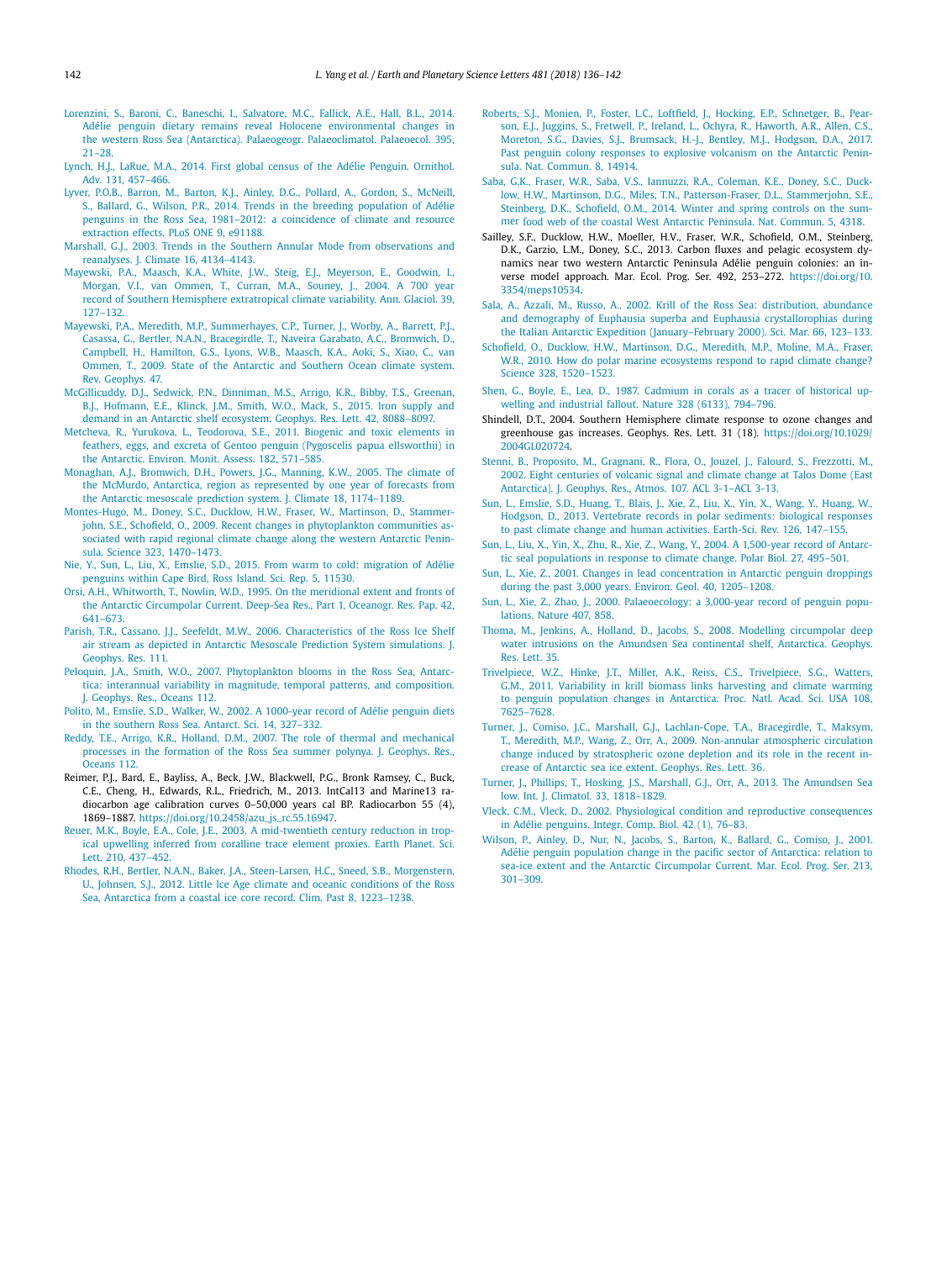Lorenzini, S., Baroni, C., Baneschi, I., Salvatore, M.C., Fallick, A.E., Hall, B.L., 2014. Adélie penguin dietary remains reveal Holocene environmental changes in the western Ross Sea (Antarctica). Palaeogeogr. Palaeoclimatol. Palaeoecol. 395, 21–28.

Lynch, H.J., LaRue, M.A., 2014. First global census of the Adélie Penguin. Ornithol. Adv. 131, 457–466.

Lyver, P.O.B., Barron, M., Barton, K.J., Ainley, D.G., Pollard, A., Gordon, S., McNeill, S., Ballard, G., Wilson, P.R., 2014. Trends in the breeding population of Adélie penguins in the Ross Sea, 1981–2012: a coincidence of climate and resource extraction effects. PLoS ONE 9, e91188.

Marshall, G.J., 2003. Trends in the Southern Annular Mode from observations and reanalyses. J. Climate 16, 4134–4143.

Mayewski, P.A., Maasch, K.A., White, J.W., Steig, E.J., Meyerson, E., Goodwin, I., Morgan, V.I., van Ommen, T., Curran, M.A., Souney, J., 2004. A 700 year record of Southern Hemisphere extratropical climate variability. Ann. Glaciol. 39, 127–132.

Mayewski, P.A., Meredith, M.P., Summerhayes, C.P., Turner, J., Worby, A., Barrett, P.J., Casassa, G., Bertler, N.A.N., Bracegirdle, T., Naveira Garabato, A.C., Bromwich, D., Campbell, H., Hamilton, G.S., Lyons, W.B., Maasch, K.A., Aoki, S., Xiao, C., van Ommen, T., 2009. State of the Antarctic and Southern Ocean climate system. Rev. Geophys. 47.

McGillicuddy, D.J., Sedwick, P.N., Dinniman, M.S., Arrigo, K.R., Bibby, T.S., Greenan, B.J., Hofmann, E.E., Klinck, J.M., Smith, W.O., Mack, S., 2015. Iron supply and demand in an Antarctic shelf ecosystem. Geophys. Res. Lett. 42, 8088–8097.

Metcheva, R., Yurukova, L., Teodorova, S.E., 2011. Biogenic and toxic elements in feathers, eggs, and excreta of Gentoo penguin (Pygoscelis papua ellsworthii) in the Antarctic. Environ. Monit. Assess. 182, 571–585.

Monaghan, A.J., Bromwich, D.H., Powers, J.G., Manning, K.W., 2005. The climate of the McMurdo, Antarctica, region as represented by one year of forecasts from the Antarctic mesoscale prediction system. J. Climate 18, 1174–1189.

Montes-Hugo, M., Doney, S.C., Ducklow, H.W., Fraser, W., Martinson, D., Stammerjohn, S.E., Schofield, O., 2009. Recent changes in phytoplankton communities associated with rapid regional climate change along the western Antarctic Peninsula. Science 323, 1470–1473.

Nie, Y., Sun, L., Liu, X., Emslie, S.D., 2015. From warm to cold: migration of Adélie penguins within Cape Bird, Ross Island. Sci. Rep. 5, 11530.

Orsi, A.H., Whitworth, T., Nowlin, W.D., 1995. On the meridional extent and fronts of the Antarctic Circumpolar Current. Deep-Sea Res., Part 1, Oceanogr. Res. Pap. 42, 641–673.

Parish, T.R., Cassano, J.J., Seefeldt, M.W., 2006. Characteristics of the Ross Ice Shelf air stream as depicted in Antarctic Mesoscale Prediction System simulations. J. Geophys. Res. 111.

Peloquin, J.A., Smith, W.O., 2007. Phytoplankton blooms in the Ross Sea, Antarctica: interannual variability in magnitude, temporal patterns, and composition. J. Geophys. Res., Oceans 112.

Polito, M., Emslie, S.D., Walker, W., 2002. A 1000-year record of Adélie penguin diets in the southern Ross Sea. Antarct. Sci. 14, 327–332.

Reddy, T.E., Arrigo, K.R., Holland, D.M., 2007. The role of thermal and mechanical processes in the formation of the Ross Sea summer polynya. J. Geophys. Res., Oceans 112.

Reimer, P.J., Bard, E., Bayliss, A., Beck, J.W., Blackwell, P.G., Bronk Ramsey, C., Buck, C.E., Cheng, H., Edwards, R.L., Friedrich, M., 2013. IntCal13 and Marine13 radiocarbon age calibration curves 0–50,000 years cal BP. Radiocarbon 55 (4), 1869–1887. https://doi.org/10.2458/azu_js_rc.55.16947.

Reuer, M.K., Boyle, E.A., Cole, J.E., 2003. A mid-twentieth century reduction in tropical upwelling inferred from coralline trace element proxies. Earth Planet. Sci. Lett. 210, 437–452.

Rhodes, R.H., Bertler, N.A.N., Baker, J.A., Steen-Larsen, H.C., Sneed, S.B., Morgenstern, U., Johnsen, S.J., 2012. Little Ice Age climate and oceanic conditions of the Ross Sea, Antarctica from a coastal ice core record. Clim. Past 8, 1223–1238.

Roberts, S.J., Monien, P., Foster, L.C., Loftfield, J., Hocking, E.P., Schnetger, B., Pearson, E.J., Juggins, S., Fretwell, P., Ireland, L., Ochyra, R., Haworth, A.R., Allen, C.S., Moreton, S.G., Davies, S.J., Brumsack, H.-J., Bentley, M.J., Hodgson, D.A., 2017. Past penguin colony responses to explosive volcanism on the Antarctic Peninsula. Nat. Commun. 8, 14914.

Saba, G.K., Fraser, W.R., Saba, V.S., Iannuzzi, R.A., Coleman, K.E., Doney, S.C., Ducklow, H.W., Martinson, D.G., Miles, T.N., Patterson-Fraser, D.L., Stammerjohn, S.E., Steinberg, D.K., Schofield, O.M., 2014. Winter and spring controls on the summer food web of the coastal West Antarctic Peninsula. Nat. Commun. 5, 4318.

Sailley, S.F., Ducklow, H.W., Moeller, H.V., Fraser, W.R., Schofield, O.M., Steinberg, D.K., Garzio, L.M., Doney, S.C., 2013. Carbon fluxes and pelagic ecosystem dynamics near two western Antarctic Peninsula Adélie penguin colonies: an inverse model approach. Mar. Ecol. Prog. Ser. 492, 253–272. https://doi.org/10.3354/meps10534.

Sala, A., Azzali, M., Russo, A., 2002. Krill of the Ross Sea: distribution, abundance and demography of Euphausia superba and Euphausia crystallorophias during the Italian Antarctic Expedition (January–February 2000). Sci. Mar. 66, 123–133.

Schofield, O., Ducklow, H.W., Martinson, D.G., Meredith, M.P., Moline, M.A., Fraser, W.R., 2010. How do polar marine ecosystems respond to rapid climate change? Science 328, 1520–1523.

Shen, G., Boyle, E., Lea, D., 1987. Cadmium in corals as a tracer of historical upwelling and industrial fallout. Nature 328 (6133), 794–796.

Shindell, D.T., 2004. Southern Hemisphere climate response to ozone changes and greenhouse gas increases. Geophys. Res. Lett. 31 (18). https://doi.org/10.1029/2004GL020724.

Stenni, B., Proposito, M., Gragnani, R., Flora, O., Jouzel, J., Falourd, S., Frezzotti, M., 2002. Eight centuries of volcanic signal and climate change at Talos Dome (East Antarctica). J. Geophys. Res., Atmos. 107. ACL 3-1–ACL 3-13.

Sun, L., Emslie, S.D., Huang, T., Blais, J., Xie, Z., Liu, X., Yin, X., Wang, Y., Huang, W., Hodgson, D., 2013. Vertebrate records in polar sediments: biological responses to past climate change and human activities. Earth-Sci. Rev. 126, 147–155.

Sun, L., Liu, X., Yin, X., Zhu, R., Xie, Z., Wang, Y., 2004. A 1,500-year record of Antarctic seal populations in response to climate change. Polar Biol. 27, 495–501.

Sun, L., Xie, Z., 2001. Changes in lead concentration in Antarctic penguin droppings during the past 3,000 years. Environ. Geol. 40, 1205–1208.

Sun, L., Xie, Z., Zhao, J., 2000. Palaeoecology: a 3,000-year record of penguin populations. Nature 407, 858.

Thoma, M., Jenkins, A., Holland, D., Jacobs, S., 2008. Modelling circumpolar deep water intrusions on the Amundsen Sea continental shelf, Antarctica. Geophys. Res. Lett. 35.

Trivelpiece, W.Z., Hinke, J.T., Miller, A.K., Reiss, C.S., Trivelpiece, S.G., Watters, G.M., 2011. Variability in krill biomass links harvesting and climate warming to penguin population changes in Antarctica. Proc. Natl. Acad. Sci. USA 108, 7625–7628.

Turner, J., Comiso, J.C., Marshall, G.J., Lachlan-Cope, T.A., Bracegirdle, T., Maksym, T., Meredith, M.P., Wang, Z., Orr, A., 2009. Non-annular atmospheric circulation change induced by stratospheric ozone depletion and its role in the recent increase of Antarctic sea ice extent. Geophys. Res. Lett. 36.

Turner, J., Phillips, T., Hosking, J.S., Marshall, G.J., Orr, A., 2013. The Amundsen Sea low. Int. J. Climatol. 33, 1818–1829.

Vleck, C.M., Vleck, D., 2002. Physiological condition and reproductive consequences in Adélie penguins. Integr. Comp. Biol. 42 (1), 76–83.

Wilson, P., Ainley, D., Nur, N., Jacobs, S., Barton, K., Ballard, G., Comiso, J., 2001. Adélie penguin population change in the pacific sector of Antarctica: relation to sea-ice extent and the Antarctic Circumpolar Current. Mar. Ecol. Prog. Ser. 213, 301–309.